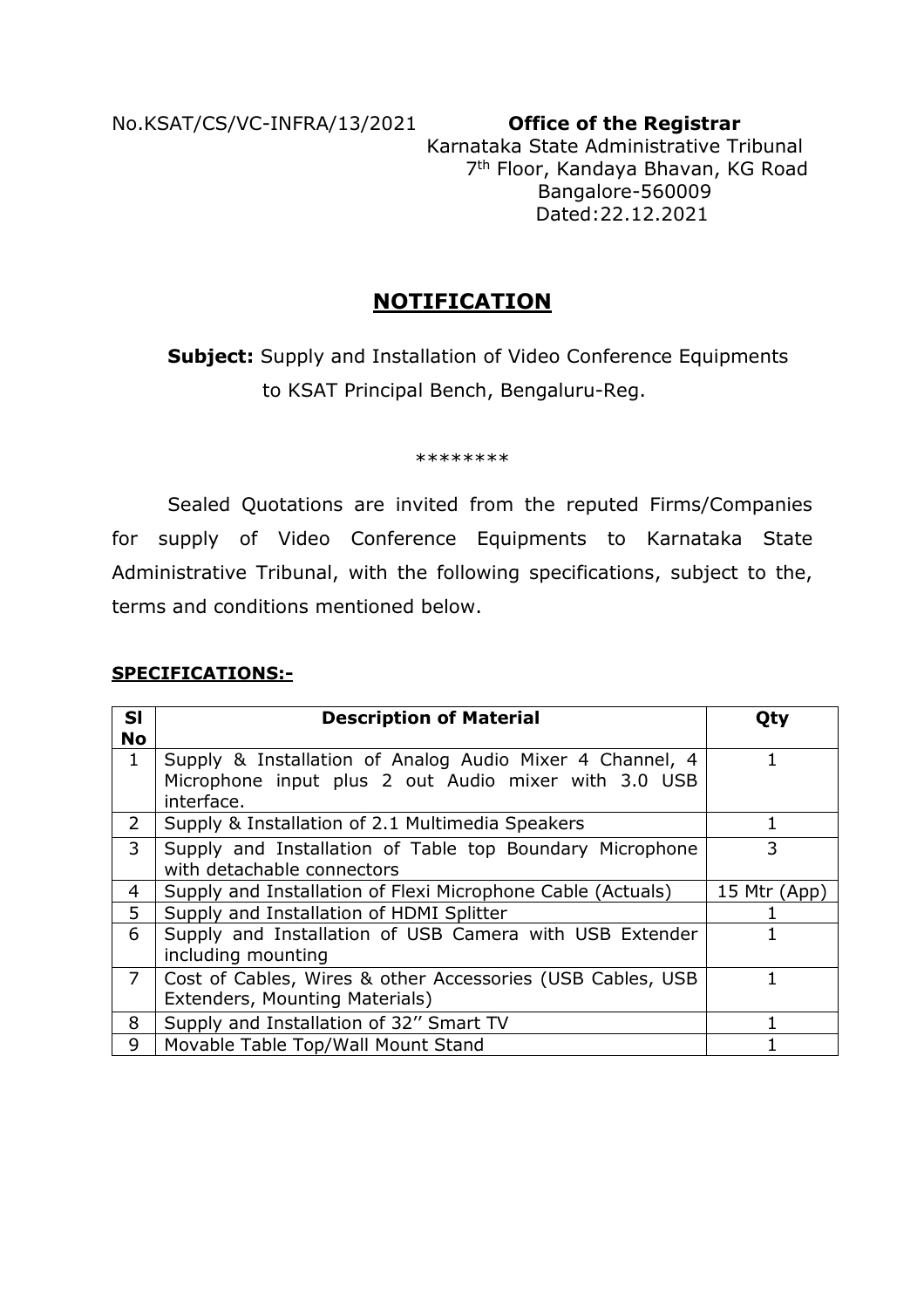No.KSAT/CS/VC-INFRA/13/2021

**Office of the Registrar**
Karnataka State Administrative Tribunal
7th Floor, Kandaya Bhavan, KG Road
Bangalore-560009
Dated:22.12.2021

# NOTIFICATION

**Subject:** Supply and Installation of Video Conference Equipments to KSAT Principal Bench, Bengaluru-Reg.

********

Sealed Quotations are invited from the reputed Firms/Companies for supply of Video Conference Equipments to Karnataka State Administrative Tribunal, with the following specifications, subject to the, terms and conditions mentioned below.

## SPECIFICATIONS:-

| Sl No | Description of Material | Qty |
|---|---|---|
| 1 | Supply & Installation of Analog Audio Mixer 4 Channel, 4 Microphone input plus 2 out Audio mixer with 3.0 USB interface. | 1 |
| 2 | Supply & Installation of 2.1 Multimedia Speakers | 1 |
| 3 | Supply and Installation of Table top Boundary Microphone with detachable connectors | 3 |
| 4 | Supply and Installation of Flexi Microphone Cable (Actuals) | 15 Mtr (App) |
| 5 | Supply and Installation of HDMI Splitter | 1 |
| 6 | Supply and Installation of USB Camera with USB Extender including mounting | 1 |
| 7 | Cost of Cables, Wires & other Accessories (USB Cables, USB Extenders, Mounting Materials) | 1 |
| 8 | Supply and Installation of 32'' Smart TV | 1 |
| 9 | Movable Table Top/Wall Mount Stand | 1 |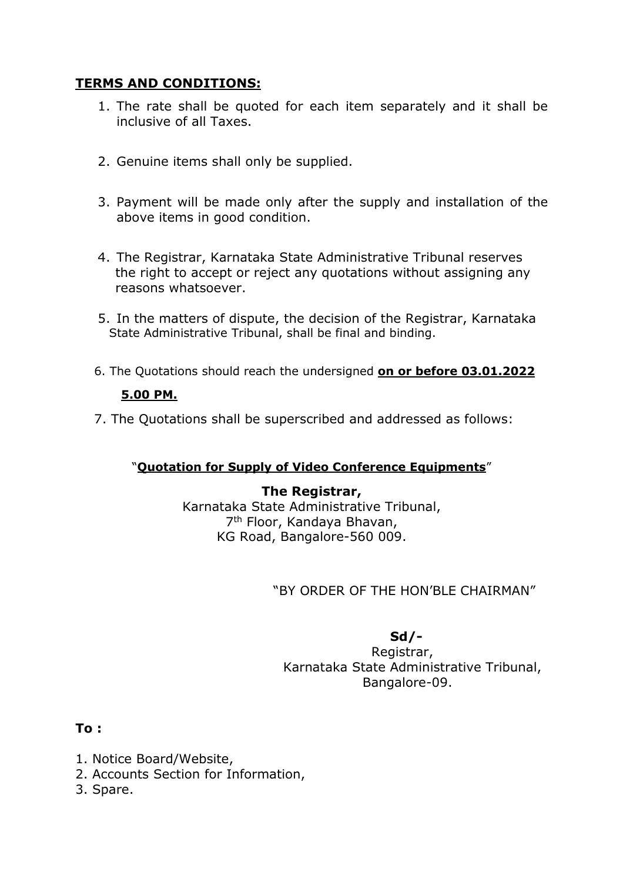**TERMS AND CONDITIONS:**

1. The rate shall be quoted for each item separately and it shall be inclusive of all Taxes.
2. Genuine items shall only be supplied.
3. Payment will be made only after the supply and installation of the above items in good condition.
4. The Registrar, Karnataka State Administrative Tribunal reserves the right to accept or reject any quotations without assigning any reasons whatsoever.
5. In the matters of dispute, the decision of the Registrar, Karnataka State Administrative Tribunal, shall be final and binding.
6. The Quotations should reach the undersigned **on or before 03.01.2022 5.00 PM.**
7. The Quotations shall be superscribed and addressed as follows:

"**Quotation for Supply of Video Conference Equipments**"

**The Registrar,**
Karnataka State Administrative Tribunal,
7th Floor, Kandaya Bhavan,
KG Road, Bangalore-560 009.

"BY ORDER OF THE HON'BLE CHAIRMAN"

**Sd/-**
Registrar,
Karnataka State Administrative Tribunal,
Bangalore-09.

**To :**

1. Notice Board/Website,
2. Accounts Section for Information,
3. Spare.